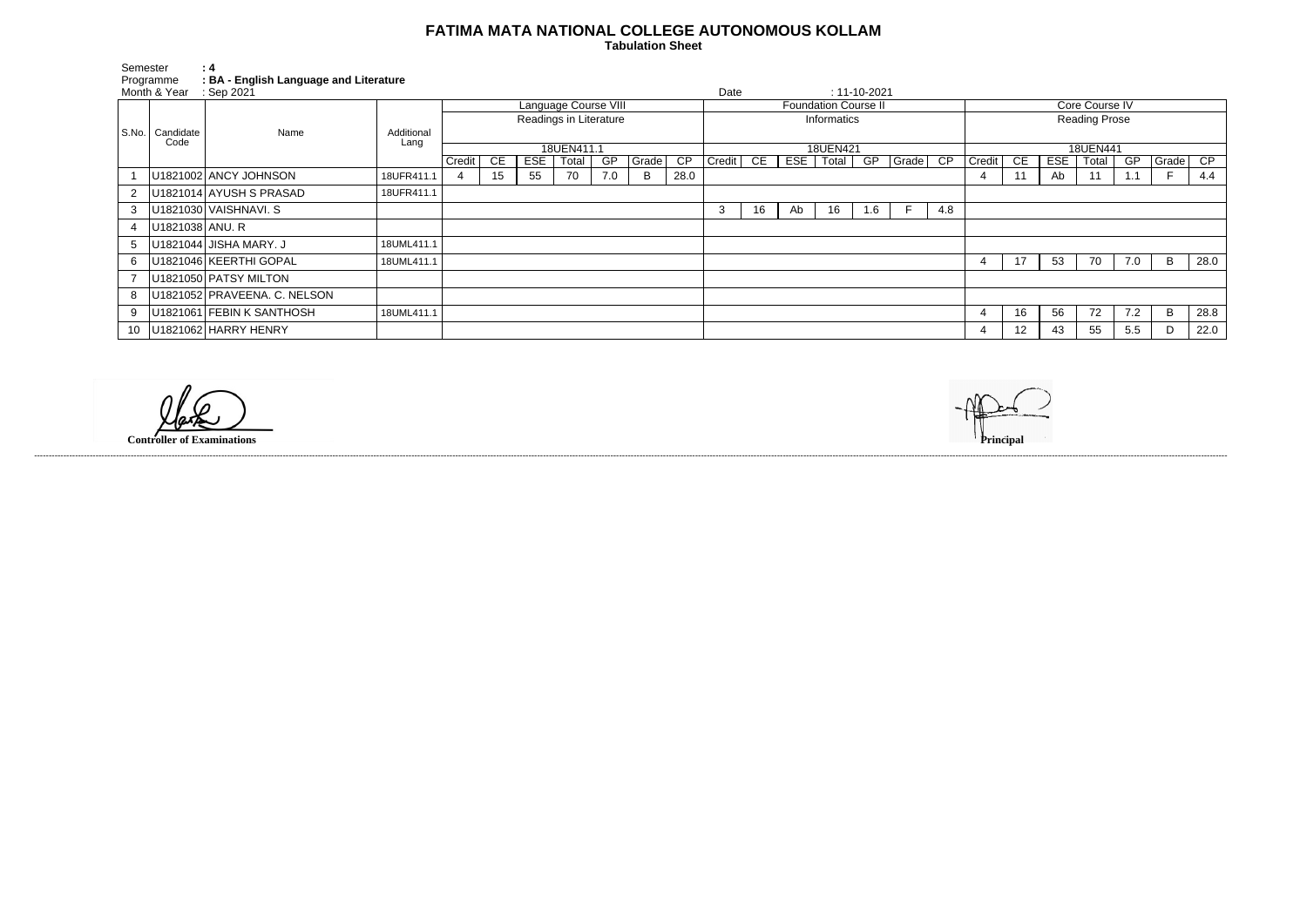# FATIMA MATA NATIONAL COLLEGE AUTONOMOUS KOLLAM

**Tabulation Sheet**

Semester **: 4**
Programme **: BA - English Language and Literature**
Month & Year : Sep 2021 Date : 11-10-2021

| S.No. | Candidate Code | Name | Additional Lang | Language Course VIII | | | | | | | Foundation Course II | | | | | | | Core Course IV | | | | | | |
|---|---|---|---|---|---|---|---|---|---|---|---|---|---|---|---|---|---|---|---|---|---|---|---|---|
| | | | | Readings in Literature | | | | | | | Informatics | | | | | | | Reading Prose | | | | | | |
| | | | | 18UEN411.1 | | | | | | | 18UEN421 | | | | | | | 18UEN441 | | | | | | |
| | | | | Credit | CE | ESE | Total | GP | Grade | CP | Credit | CE | ESE | Total | GP | Grade | CP | Credit | CE | ESE | Total | GP | Grade | CP |
| 1 | U1821002 | ANCY JOHNSON | 18UFR411.1 | 4 | 15 | 55 | 70 | 7.0 | B | 28.0 | | | | | | | | 4 | 11 | Ab | 11 | 1.1 | F | 4.4 |
| 2 | U1821014 | AYUSH S PRASAD | 18UFR411.1 | | | | | | | | | | | | | | | | | | | | | |
| 3 | U1821030 | VAISHNAVI. S | | | | | | | | | 3 | 16 | Ab | 16 | 1.6 | F | 4.8 | | | | | | | |
| 4 | U1821038 | ANU. R | | | | | | | | | | | | | | | | | | | | | | |
| 5 | U1821044 | JISHA MARY. J | 18UML411.1 | | | | | | | | | | | | | | | | | | | | | |
| 6 | U1821046 | KEERTHI GOPAL | 18UML411.1 | | | | | | | | | | | | | | | 4 | 17 | 53 | 70 | 7.0 | B | 28.0 |
| 7 | U1821050 | PATSY MILTON | | | | | | | | | | | | | | | | | | | | | | |
| 8 | U1821052 | PRAVEENA. C. NELSON | | | | | | | | | | | | | | | | | | | | | | |
| 9 | U1821061 | FEBIN K SANTHOSH | 18UML411.1 | | | | | | | | | | | | | | | 4 | 16 | 56 | 72 | 7.2 | B | 28.8 |
| 10 | U1821062 | HARRY HENRY | | | | | | | | | | | | | | | | 4 | 12 | 43 | 55 | 5.5 | D | 22.0 |

**Controller of Examinations**

**Principal**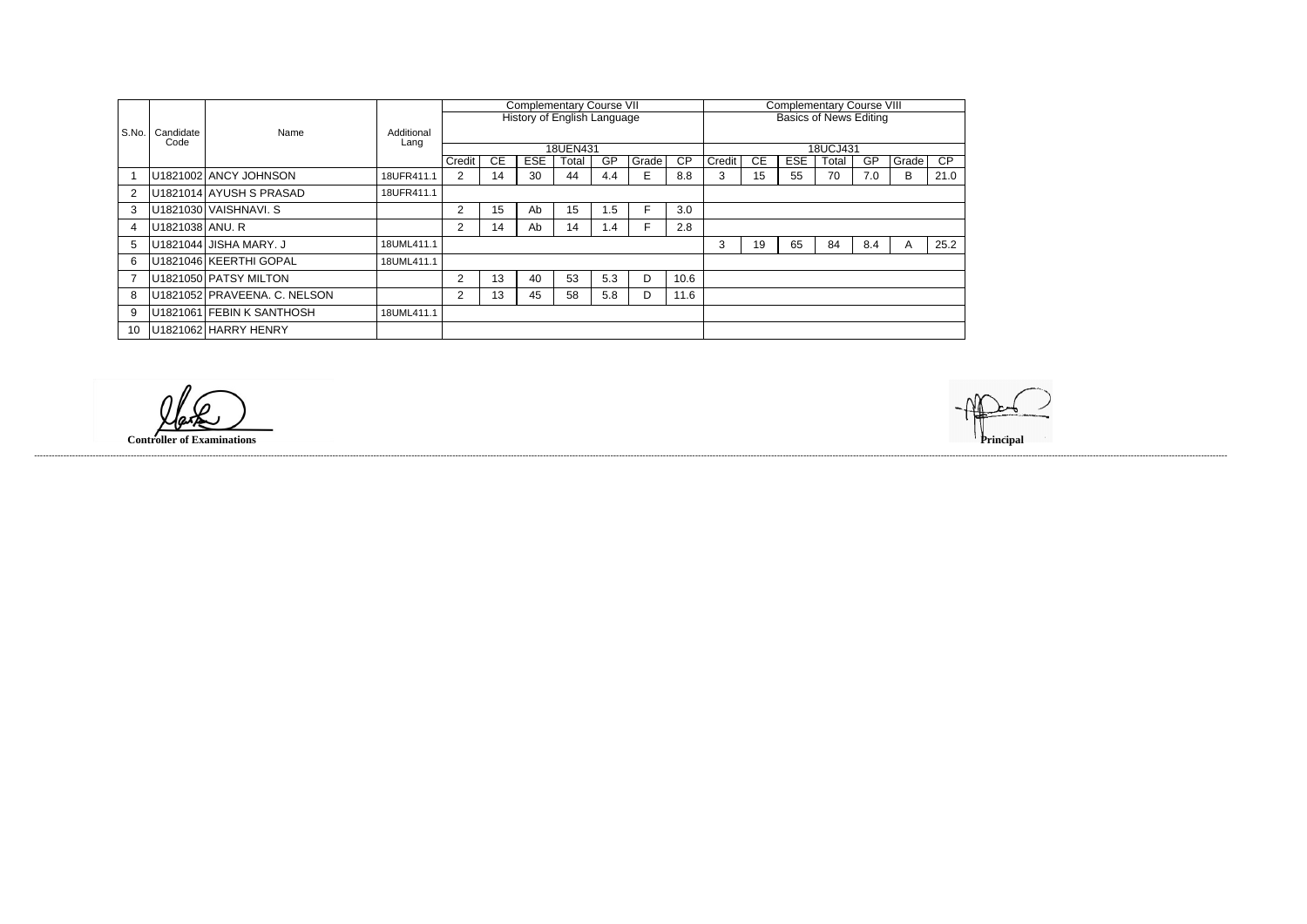| S.No. | Candidate Code | Name | Additional Lang | Complementary Course VII History of English Language 18UEN431 | | | | | | | Complementary Course VIII Basics of News Editing 18UCJ431 | | | | | | |
|---|---|---|---|---|---|---|---|---|---|---|---|---|---|---|---|---|---|
| | | | | Credit | CE | ESE | Total | GP | Grade | CP | Credit | CE | ESE | Total | GP | Grade | CP |
| 1 | U1821002 | ANCY JOHNSON | 18UFR411.1 | 2 | 14 | 30 | 44 | 4.4 | E | 8.8 | 3 | 15 | 55 | 70 | 7.0 | B | 21.0 |
| 2 | U1821014 | AYUSH S PRASAD | 18UFR411.1 | | | | | | | | | | | | | | |
| 3 | U1821030 | VAISHNAVI. S | | 2 | 15 | Ab | 15 | 1.5 | F | 3.0 | | | | | | | |
| 4 | U1821038 | ANU. R | | 2 | 14 | Ab | 14 | 1.4 | F | 2.8 | | | | | | | |
| 5 | U1821044 | JISHA MARY. J | 18UML411.1 | | | | | | | | 3 | 19 | 65 | 84 | 8.4 | A | 25.2 |
| 6 | U1821046 | KEERTHI GOPAL | 18UML411.1 | | | | | | | | | | | | | | |
| 7 | U1821050 | PATSY MILTON | | 2 | 13 | 40 | 53 | 5.3 | D | 10.6 | | | | | | | |
| 8 | U1821052 | PRAVEENA. C. NELSON | | 2 | 13 | 45 | 58 | 5.8 | D | 11.6 | | | | | | | |
| 9 | U1821061 | FEBIN K SANTHOSH | 18UML411.1 | | | | | | | | | | | | | | |
| 10 | U1821062 | HARRY HENRY | | | | | | | | | | | | | | | |

**Controller of Examinations**

**Principal**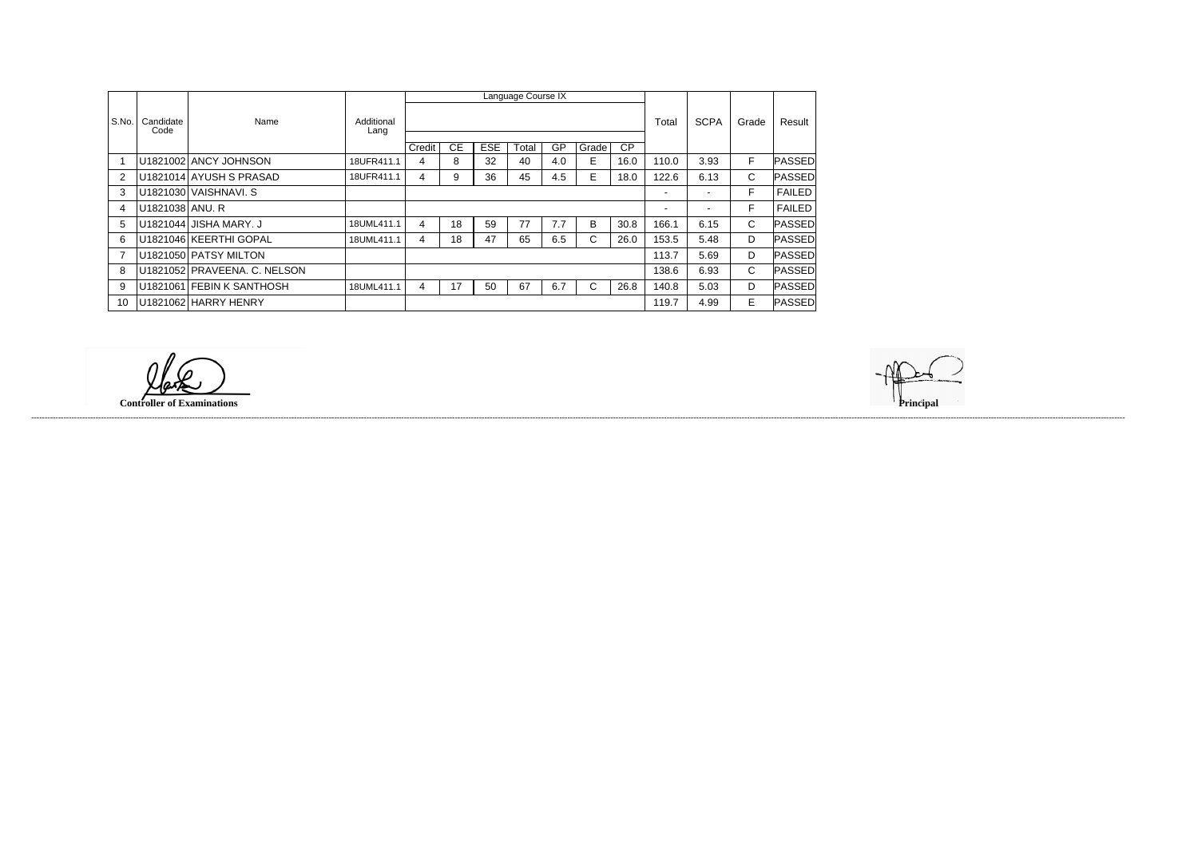| S.No. | Candidate Code | Name | Additional Lang | Language Course IX | | | | | | | | Total | SCPA | Grade | Result |
|---|---|---|---|---|---|---|---|---|---|---|---|---|---|---|---|
| | | | | Credit | CE | ESE | Total | GP | Grade | CP | | | | | |
| 1 | U1821002 | ANCY JOHNSON | 18UFR411.1 | 4 | 8 | 32 | 40 | 4.0 | E | 16.0 | 110.0 | 3.93 | F | PASSED |
| 2 | U1821014 | AYUSH S PRASAD | 18UFR411.1 | 4 | 9 | 36 | 45 | 4.5 | E | 18.0 | 122.6 | 6.13 | C | PASSED |
| 3 | U1821030 | VAISHNAVI. S | | | | | | | | | - | - | F | FAILED |
| 4 | U1821038 | ANU. R | | | | | | | | | - | - | F | FAILED |
| 5 | U1821044 | JISHA MARY. J | 18UML411.1 | 4 | 18 | 59 | 77 | 7.7 | B | 30.8 | 166.1 | 6.15 | C | PASSED |
| 6 | U1821046 | KEERTHI GOPAL | 18UML411.1 | 4 | 18 | 47 | 65 | 6.5 | C | 26.0 | 153.5 | 5.48 | D | PASSED |
| 7 | U1821050 | PATSY MILTON | | | | | | | | | 113.7 | 5.69 | D | PASSED |
| 8 | U1821052 | PRAVEENA. C. NELSON | | | | | | | | | 138.6 | 6.93 | C | PASSED |
| 9 | U1821061 | FEBIN K SANTHOSH | 18UML411.1 | 4 | 17 | 50 | 67 | 6.7 | C | 26.8 | 140.8 | 5.03 | D | PASSED |
| 10 | U1821062 | HARRY HENRY | | | | | | | | | 119.7 | 4.99 | E | PASSED |

**Controller of Examinations**

**Principal**